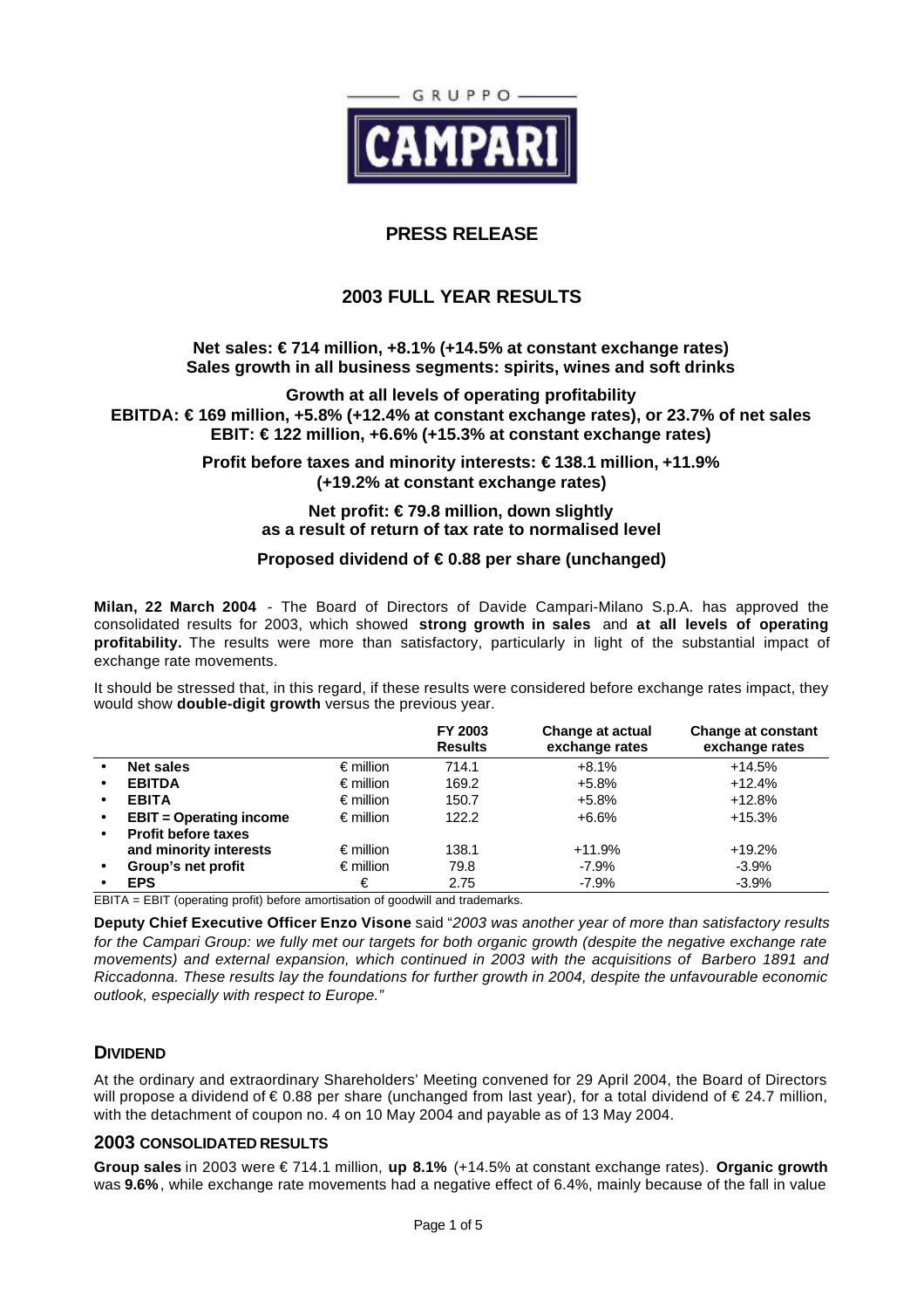GRUPPO CAMPARI

## PRESS RELEASE

# 2003 FULL YEAR RESULTS

**Net sales: € 714 million, +8.1% (+14.5% at constant exchange rates)**
**Sales growth in all business segments: spirits, wines and soft drinks**

**Growth at all levels of operating profitability**
**EBITDA: € 169 million, +5.8% (+12.4% at constant exchange rates), or 23.7% of net sales**
**EBIT: € 122 million, +6.6% (+15.3% at constant exchange rates)**

**Profit before taxes and minority interests: € 138.1 million, +11.9%**
**(+19.2% at constant exchange rates)**

**Net profit: € 79.8 million, down slightly**
**as a result of return of tax rate to normalised level**

**Proposed dividend of € 0.88 per share (unchanged)**

**Milan, 22 March 2004** - The Board of Directors of Davide Campari-Milano S.p.A. has approved the consolidated results for 2003, which showed **strong growth in sales** and **at all levels of operating profitability.** The results were more than satisfactory, particularly in light of the substantial impact of exchange rate movements.

It should be stressed that, in this regard, if these results were considered before exchange rates impact, they would show **double-digit growth** versus the previous year.

| | | FY 2003 Results | Change at actual exchange rates | Change at constant exchange rates |
|---|---|---|---|---|
| • **Net sales** | € million | 714.1 | +8.1% | +14.5% |
| • **EBITDA** | € million | 169.2 | +5.8% | +12.4% |
| • **EBITA** | € million | 150.7 | +5.8% | +12.8% |
| • **EBIT = Operating income** | € million | 122.2 | +6.6% | +15.3% |
| • **Profit before taxes and minority interests** | € million | 138.1 | +11.9% | +19.2% |
| • **Group's net profit** | € million | 79.8 | -7.9% | -3.9% |
| • **EPS** | € | 2.75 | -7.9% | -3.9% |

EBITA = EBIT (operating profit) before amortisation of goodwill and trademarks.

**Deputy Chief Executive Officer Enzo Visone** said "*2003 was another year of more than satisfactory results for the Campari Group: we fully met our targets for both organic growth (despite the negative exchange rate movements) and external expansion, which continued in 2003 with the acquisitions of Barbero 1891 and Riccadonna. These results lay the foundations for further growth in 2004, despite the unfavourable economic outlook, especially with respect to Europe.*"

## DIVIDEND

At the ordinary and extraordinary Shareholders' Meeting convened for 29 April 2004, the Board of Directors will propose a dividend of € 0.88 per share (unchanged from last year), for a total dividend of € 24.7 million, with the detachment of coupon no. 4 on 10 May 2004 and payable as of 13 May 2004.

## 2003 CONSOLIDATED RESULTS

**Group sales** in 2003 were € 714.1 million, **up 8.1%** (+14.5% at constant exchange rates). **Organic growth** was **9.6%**, while exchange rate movements had a negative effect of 6.4%, mainly because of the fall in value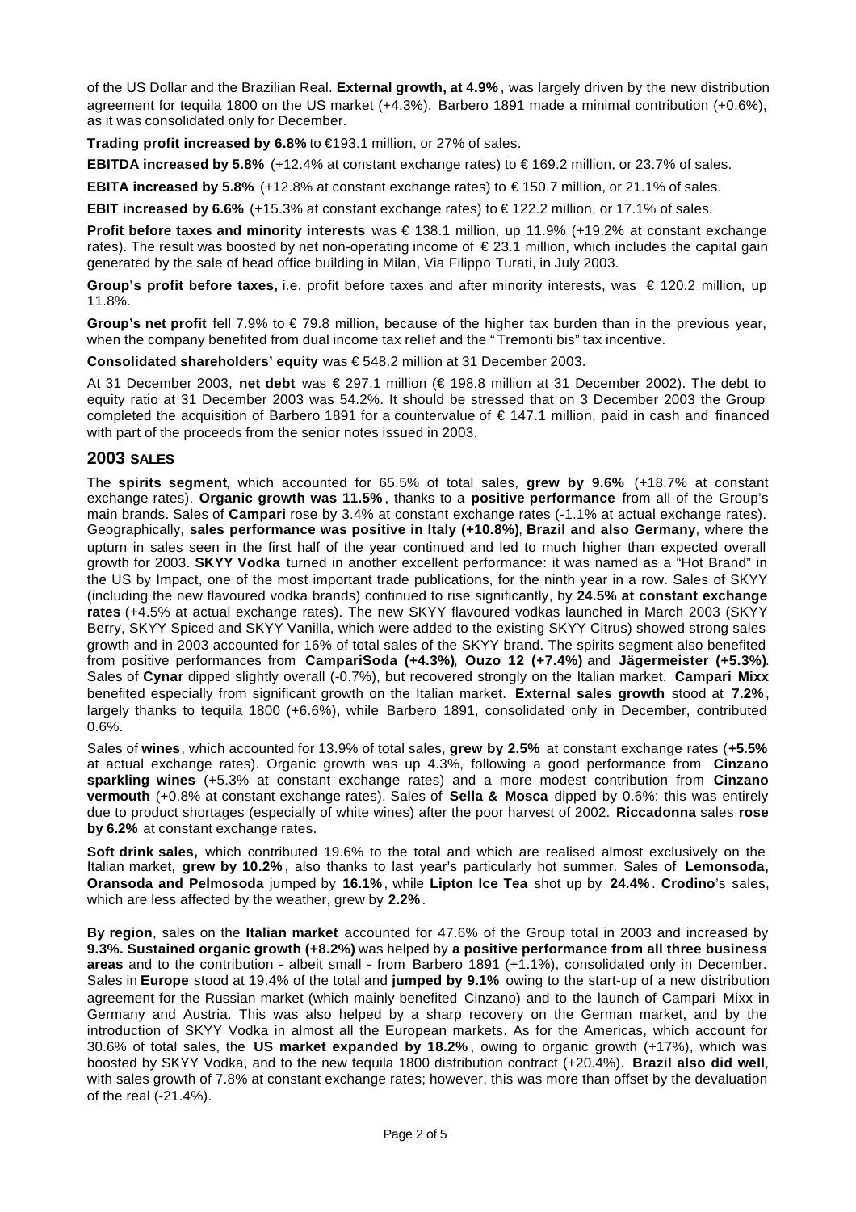of the US Dollar and the Brazilian Real. **External growth, at 4.9%**, was largely driven by the new distribution agreement for tequila 1800 on the US market (+4.3%). Barbero 1891 made a minimal contribution (+0.6%), as it was consolidated only for December.

**Trading profit increased by 6.8%** to €193.1 million, or 27% of sales.

**EBITDA increased by 5.8%** (+12.4% at constant exchange rates) to € 169.2 million, or 23.7% of sales.

**EBITA increased by 5.8%** (+12.8% at constant exchange rates) to € 150.7 million, or 21.1% of sales.

**EBIT increased by 6.6%** (+15.3% at constant exchange rates) to € 122.2 million, or 17.1% of sales.

**Profit before taxes and minority interests** was € 138.1 million, up 11.9% (+19.2% at constant exchange rates). The result was boosted by net non-operating income of € 23.1 million, which includes the capital gain generated by the sale of head office building in Milan, Via Filippo Turati, in July 2003.

**Group's profit before taxes,** i.e. profit before taxes and after minority interests, was € 120.2 million, up 11.8%.

**Group's net profit** fell 7.9% to € 79.8 million, because of the higher tax burden than in the previous year, when the company benefited from dual income tax relief and the "Tremonti bis" tax incentive.

**Consolidated shareholders' equity** was € 548.2 million at 31 December 2003.

At 31 December 2003, **net debt** was € 297.1 million (€ 198.8 million at 31 December 2002). The debt to equity ratio at 31 December 2003 was 54.2%. It should be stressed that on 3 December 2003 the Group completed the acquisition of Barbero 1891 for a countervalue of € 147.1 million, paid in cash and financed with part of the proceeds from the senior notes issued in 2003.

## 2003 SALES

The **spirits segment**, which accounted for 65.5% of total sales, **grew by 9.6%** (+18.7% at constant exchange rates). **Organic growth was 11.5%**, thanks to a **positive performance** from all of the Group's main brands. Sales of **Campari** rose by 3.4% at constant exchange rates (-1.1% at actual exchange rates). Geographically, **sales performance was positive in Italy (+10.8%)**, **Brazil and also Germany**, where the upturn in sales seen in the first half of the year continued and led to much higher than expected overall growth for 2003. **SKYY Vodka** turned in another excellent performance: it was named as a "Hot Brand" in the US by Impact, one of the most important trade publications, for the ninth year in a row. Sales of SKYY (including the new flavoured vodka brands) continued to rise significantly, by **24.5% at constant exchange rates** (+4.5% at actual exchange rates). The new SKYY flavoured vodkas launched in March 2003 (SKYY Berry, SKYY Spiced and SKYY Vanilla, which were added to the existing SKYY Citrus) showed strong sales growth and in 2003 accounted for 16% of total sales of the SKYY brand. The spirits segment also benefited from positive performances from **CampariSoda (+4.3%)**, **Ouzo 12 (+7.4%)** and **Jägermeister (+5.3%)**. Sales of **Cynar** dipped slightly overall (-0.7%), but recovered strongly on the Italian market. **Campari Mixx** benefited especially from significant growth on the Italian market. **External sales growth** stood at **7.2%**, largely thanks to tequila 1800 (+6.6%), while Barbero 1891, consolidated only in December, contributed 0.6%.

Sales of **wines**, which accounted for 13.9% of total sales, **grew by 2.5%** at constant exchange rates (**+5.5%** at actual exchange rates). Organic growth was up 4.3%, following a good performance from **Cinzano sparkling wines** (+5.3% at constant exchange rates) and a more modest contribution from **Cinzano vermouth** (+0.8% at constant exchange rates). Sales of **Sella & Mosca** dipped by 0.6%: this was entirely due to product shortages (especially of white wines) after the poor harvest of 2002. **Riccadonna** sales **rose by 6.2%** at constant exchange rates.

**Soft drink sales,** which contributed 19.6% to the total and which are realised almost exclusively on the Italian market, **grew by 10.2%**, also thanks to last year's particularly hot summer. Sales of **Lemonsoda, Oransoda and Pelmosoda** jumped by **16.1%**, while **Lipton Ice Tea** shot up by **24.4%**. **Crodino**'s sales, which are less affected by the weather, grew by **2.2%**.

**By region**, sales on the **Italian market** accounted for 47.6% of the Group total in 2003 and increased by **9.3%. Sustained organic growth (+8.2%)** was helped by **a positive performance from all three business areas** and to the contribution - albeit small - from Barbero 1891 (+1.1%), consolidated only in December. Sales in **Europe** stood at 19.4% of the total and **jumped by 9.1%** owing to the start-up of a new distribution agreement for the Russian market (which mainly benefited Cinzano) and to the launch of Campari Mixx in Germany and Austria. This was also helped by a sharp recovery on the German market, and by the introduction of SKYY Vodka in almost all the European markets. As for the Americas, which account for 30.6% of total sales, the **US market expanded by 18.2%**, owing to organic growth (+17%), which was boosted by SKYY Vodka, and to the new tequila 1800 distribution contract (+20.4%). **Brazil also did well**, with sales growth of 7.8% at constant exchange rates; however, this was more than offset by the devaluation of the real (-21.4%).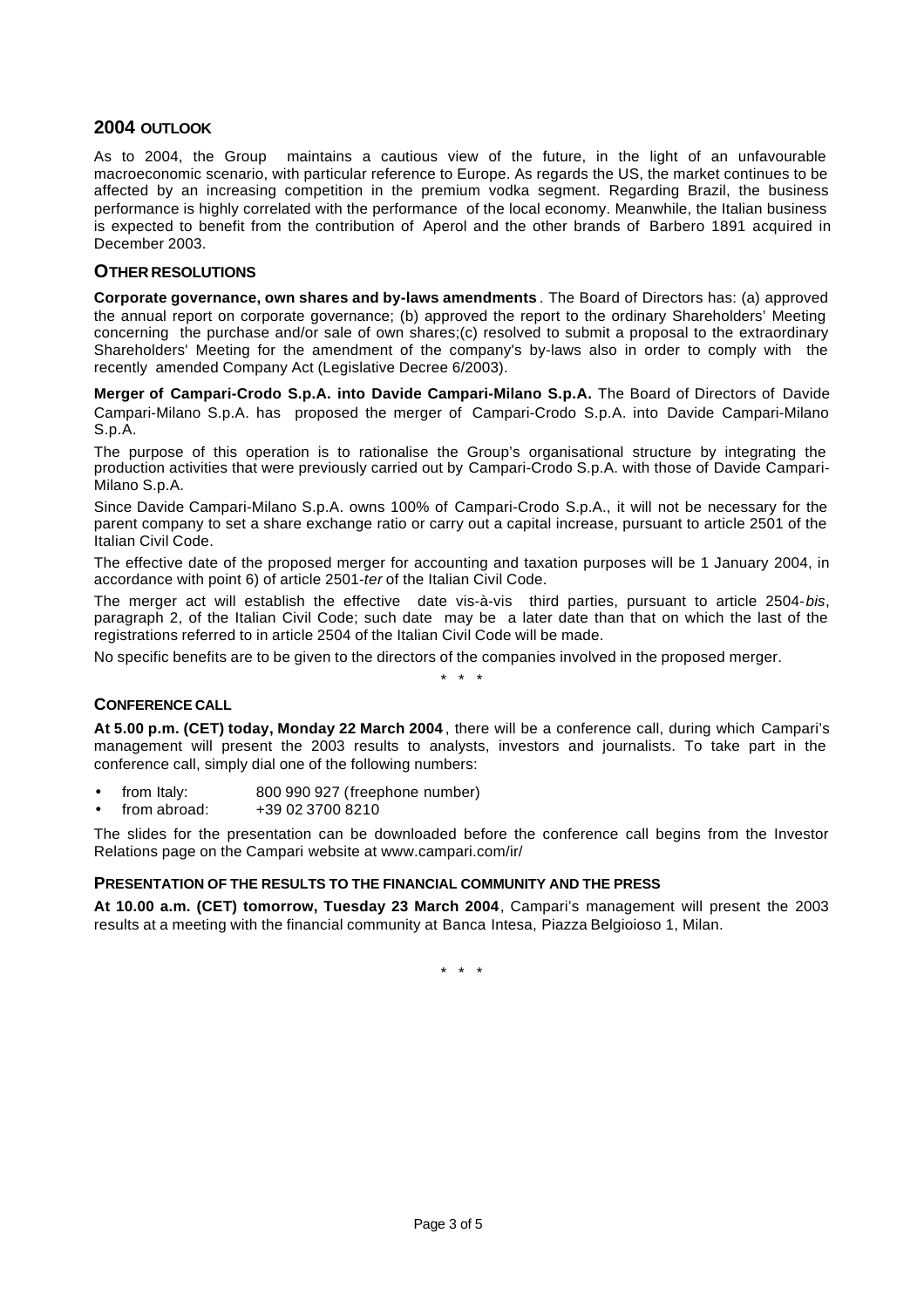## 2004 OUTLOOK

As to 2004, the Group maintains a cautious view of the future, in the light of an unfavourable macroeconomic scenario, with particular reference to Europe. As regards the US, the market continues to be affected by an increasing competition in the premium vodka segment. Regarding Brazil, the business performance is highly correlated with the performance of the local economy. Meanwhile, the Italian business is expected to benefit from the contribution of Aperol and the other brands of Barbero 1891 acquired in December 2003.

## OTHER RESOLUTIONS

**Corporate governance, own shares and by-laws amendments**. The Board of Directors has: (a) approved the annual report on corporate governance; (b) approved the report to the ordinary Shareholders' Meeting concerning the purchase and/or sale of own shares;(c) resolved to submit a proposal to the extraordinary Shareholders' Meeting for the amendment of the company's by-laws also in order to comply with the recently amended Company Act (Legislative Decree 6/2003).

**Merger of Campari-Crodo S.p.A. into Davide Campari-Milano S.p.A.** The Board of Directors of Davide Campari-Milano S.p.A. has proposed the merger of Campari-Crodo S.p.A. into Davide Campari-Milano S.p.A.

The purpose of this operation is to rationalise the Group's organisational structure by integrating the production activities that were previously carried out by Campari-Crodo S.p.A. with those of Davide Campari-Milano S.p.A.

Since Davide Campari-Milano S.p.A. owns 100% of Campari-Crodo S.p.A., it will not be necessary for the parent company to set a share exchange ratio or carry out a capital increase, pursuant to article 2501 of the Italian Civil Code.

The effective date of the proposed merger for accounting and taxation purposes will be 1 January 2004, in accordance with point 6) of article 2501-*ter* of the Italian Civil Code.

The merger act will establish the effective date vis-à-vis third parties, pursuant to article 2504-*bis*, paragraph 2, of the Italian Civil Code; such date may be a later date than that on which the last of the registrations referred to in article 2504 of the Italian Civil Code will be made.

No specific benefits are to be given to the directors of the companies involved in the proposed merger.

\* \* \*

### CONFERENCE CALL

**At 5.00 p.m. (CET) today, Monday 22 March 2004**, there will be a conference call, during which Campari's management will present the 2003 results to analysts, investors and journalists. To take part in the conference call, simply dial one of the following numbers:

- from Italy: 800 990 927 (freephone number)
- from abroad: +39 02 3700 8210

The slides for the presentation can be downloaded before the conference call begins from the Investor Relations page on the Campari website at www.campari.com/ir/

### PRESENTATION OF THE RESULTS TO THE FINANCIAL COMMUNITY AND THE PRESS

**At 10.00 a.m. (CET) tomorrow, Tuesday 23 March 2004**, Campari's management will present the 2003 results at a meeting with the financial community at Banca Intesa, Piazza Belgioioso 1, Milan.

\* \* \*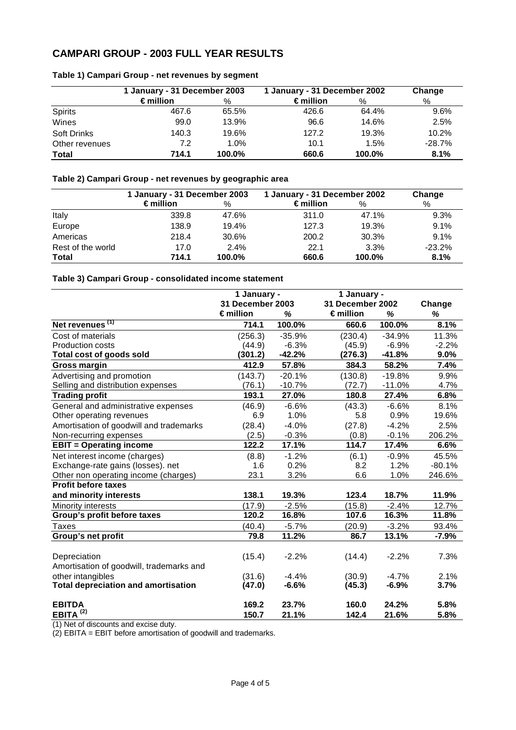# CAMPARI GROUP - 2003 FULL YEAR RESULTS

### Table 1) Campari Group - net revenues by segment

| | 1 January - 31 December 2003 | | 1 January - 31 December 2002 | | Change |
|---|---|---|---|---|---|
| | € million | % | € million | % | % |
| Spirits | 467.6 | 65.5% | 426.6 | 64.4% | 9.6% |
| Wines | 99.0 | 13.9% | 96.6 | 14.6% | 2.5% |
| Soft Drinks | 140.3 | 19.6% | 127.2 | 19.3% | 10.2% |
| Other revenues | 7.2 | 1.0% | 10.1 | 1.5% | -28.7% |
| **Total** | **714.1** | **100.0%** | **660.6** | **100.0%** | **8.1%** |

### Table 2) Campari Group - net revenues by geographic area

| | 1 January - 31 December 2003 | | 1 January - 31 December 2002 | | Change |
|---|---|---|---|---|---|
| | € million | % | € million | % | % |
| Italy | 339.8 | 47.6% | 311.0 | 47.1% | 9.3% |
| Europe | 138.9 | 19.4% | 127.3 | 19.3% | 9.1% |
| Americas | 218.4 | 30.6% | 200.2 | 30.3% | 9.1% |
| Rest of the world | 17.0 | 2.4% | 22.1 | 3.3% | -23.2% |
| **Total** | **714.1** | **100.0%** | **660.6** | **100.0%** | **8.1%** |

### Table 3) Campari Group - consolidated income statement

| | 1 January - 31 December 2003 | | 1 January - 31 December 2002 | | Change |
|---|---|---|---|---|---|
| | € million | % | € million | % | % |
| **Net revenues (1)** | **714.1** | **100.0%** | **660.6** | **100.0%** | **8.1%** |
| Cost of materials | (256.3) | -35.9% | (230.4) | -34.9% | 11.3% |
| Production costs | (44.9) | -6.3% | (45.9) | -6.9% | -2.2% |
| **Total cost of goods sold** | **(301.2)** | **-42.2%** | **(276.3)** | **-41.8%** | **9.0%** |
| **Gross margin** | **412.9** | **57.8%** | **384.3** | **58.2%** | **7.4%** |
| Advertising and promotion | (143.7) | -20.1% | (130.8) | -19.8% | 9.9% |
| Selling and distribution expenses | (76.1) | -10.7% | (72.7) | -11.0% | 4.7% |
| **Trading profit** | **193.1** | **27.0%** | **180.8** | **27.4%** | **6.8%** |
| General and administrative expenses | (46.9) | -6.6% | (43.3) | -6.6% | 8.1% |
| Other operating revenues | 6.9 | 1.0% | 5.8 | 0.9% | 19.6% |
| Amortisation of goodwill and trademarks | (28.4) | -4.0% | (27.8) | -4.2% | 2.5% |
| Non-recurring expenses | (2.5) | -0.3% | (0.8) | -0.1% | 206.2% |
| **EBIT = Operating income** | **122.2** | **17.1%** | **114.7** | **17.4%** | **6.6%** |
| Net interest income (charges) | (8.8) | -1.2% | (6.1) | -0.9% | 45.5% |
| Exchange-rate gains (losses). net | 1.6 | 0.2% | 8.2 | 1.2% | -80.1% |
| Other non operating income (charges) | 23.1 | 3.2% | 6.6 | 1.0% | 246.6% |
| **Profit before taxes and minority interests** | **138.1** | **19.3%** | **123.4** | **18.7%** | **11.9%** |
| Minority interests | (17.9) | -2.5% | (15.8) | -2.4% | 12.7% |
| **Group's profit before taxes** | **120.2** | **16.8%** | **107.6** | **16.3%** | **11.8%** |
| Taxes | (40.4) | -5.7% | (20.9) | -3.2% | 93.4% |
| **Group's net profit** | **79.8** | **11.2%** | **86.7** | **13.1%** | **-7.9%** |
| | | | | | |
| Depreciation | (15.4) | -2.2% | (14.4) | -2.2% | 7.3% |
| Amortisation of goodwill, trademarks and other intangibles | (31.6) | -4.4% | (30.9) | -4.7% | 2.1% |
| **Total depreciation and amortisation** | **(47.0)** | **-6.6%** | **(45.3)** | **-6.9%** | **3.7%** |
| | | | | | |
| **EBITDA** | **169.2** | **23.7%** | **160.0** | **24.2%** | **5.8%** |
| **EBITA (2)** | **150.7** | **21.1%** | **142.4** | **21.6%** | **5.8%** |

(1) Net of discounts and excise duty.

(2) EBITA = EBIT before amortisation of goodwill and trademarks.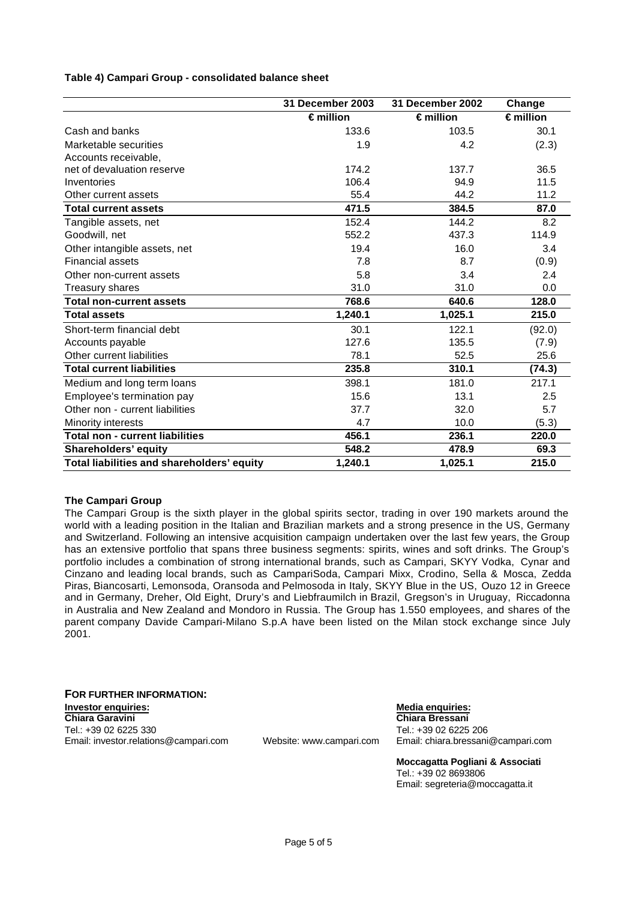**Table 4) Campari Group - consolidated balance sheet**

| | 31 December 2003 | 31 December 2002 | Change |
|---|---|---|---|
| | € million | € million | € million |
| Cash and banks | 133.6 | 103.5 | 30.1 |
| Marketable securities | 1.9 | 4.2 | (2.3) |
| Accounts receivable, net of devaluation reserve | 174.2 | 137.7 | 36.5 |
| Inventories | 106.4 | 94.9 | 11.5 |
| Other current assets | 55.4 | 44.2 | 11.2 |
| **Total current assets** | **471.5** | **384.5** | **87.0** |
| Tangible assets, net | 152.4 | 144.2 | 8.2 |
| Goodwill, net | 552.2 | 437.3 | 114.9 |
| Other intangible assets, net | 19.4 | 16.0 | 3.4 |
| Financial assets | 7.8 | 8.7 | (0.9) |
| Other non-current assets | 5.8 | 3.4 | 2.4 |
| Treasury shares | 31.0 | 31.0 | 0.0 |
| **Total non-current assets** | **768.6** | **640.6** | **128.0** |
| **Total assets** | **1,240.1** | **1,025.1** | **215.0** |
| Short-term financial debt | 30.1 | 122.1 | (92.0) |
| Accounts payable | 127.6 | 135.5 | (7.9) |
| Other current liabilities | 78.1 | 52.5 | 25.6 |
| **Total current liabilities** | **235.8** | **310.1** | **(74.3)** |
| Medium and long term loans | 398.1 | 181.0 | 217.1 |
| Employee's termination pay | 15.6 | 13.1 | 2.5 |
| Other non - current liabilities | 37.7 | 32.0 | 5.7 |
| Minority interests | 4.7 | 10.0 | (5.3) |
| **Total non - current liabilities** | **456.1** | **236.1** | **220.0** |
| **Shareholders' equity** | **548.2** | **478.9** | **69.3** |
| **Total liabilities and shareholders' equity** | **1,240.1** | **1,025.1** | **215.0** |

**The Campari Group**

The Campari Group is the sixth player in the global spirits sector, trading in over 190 markets around the world with a leading position in the Italian and Brazilian markets and a strong presence in the US, Germany and Switzerland. Following an intensive acquisition campaign undertaken over the last few years, the Group has an extensive portfolio that spans three business segments: spirits, wines and soft drinks. The Group's portfolio includes a combination of strong international brands, such as Campari, SKYY Vodka, Cynar and Cinzano and leading local brands, such as CampariSoda, Campari Mixx, Crodino, Sella & Mosca, Zedda Piras, Biancosarti, Lemonsoda, Oransoda and Pelmosoda in Italy, SKYY Blue in the US, Ouzo 12 in Greece and in Germany, Dreher, Old Eight, Drury's and Liebfraumilch in Brazil, Gregson's in Uruguay, Riccadonna in Australia and New Zealand and Mondoro in Russia. The Group has 1.550 employees, and shares of the parent company Davide Campari-Milano S.p.A have been listed on the Milan stock exchange since July 2001.

**FOR FURTHER INFORMATION:**

**Investor enquiries:**
**Chiara Garavini**
Tel.: +39 02 6225 330
Email: investor.relations@campari.com

Website: www.campari.com

**Media enquiries:**
**Chiara Bressani**
Tel.: +39 02 6225 206
Email: chiara.bressani@campari.com

**Moccagatta Pogliani & Associati**
Tel.: +39 02 8693806
Email: segreteria@moccagatta.it